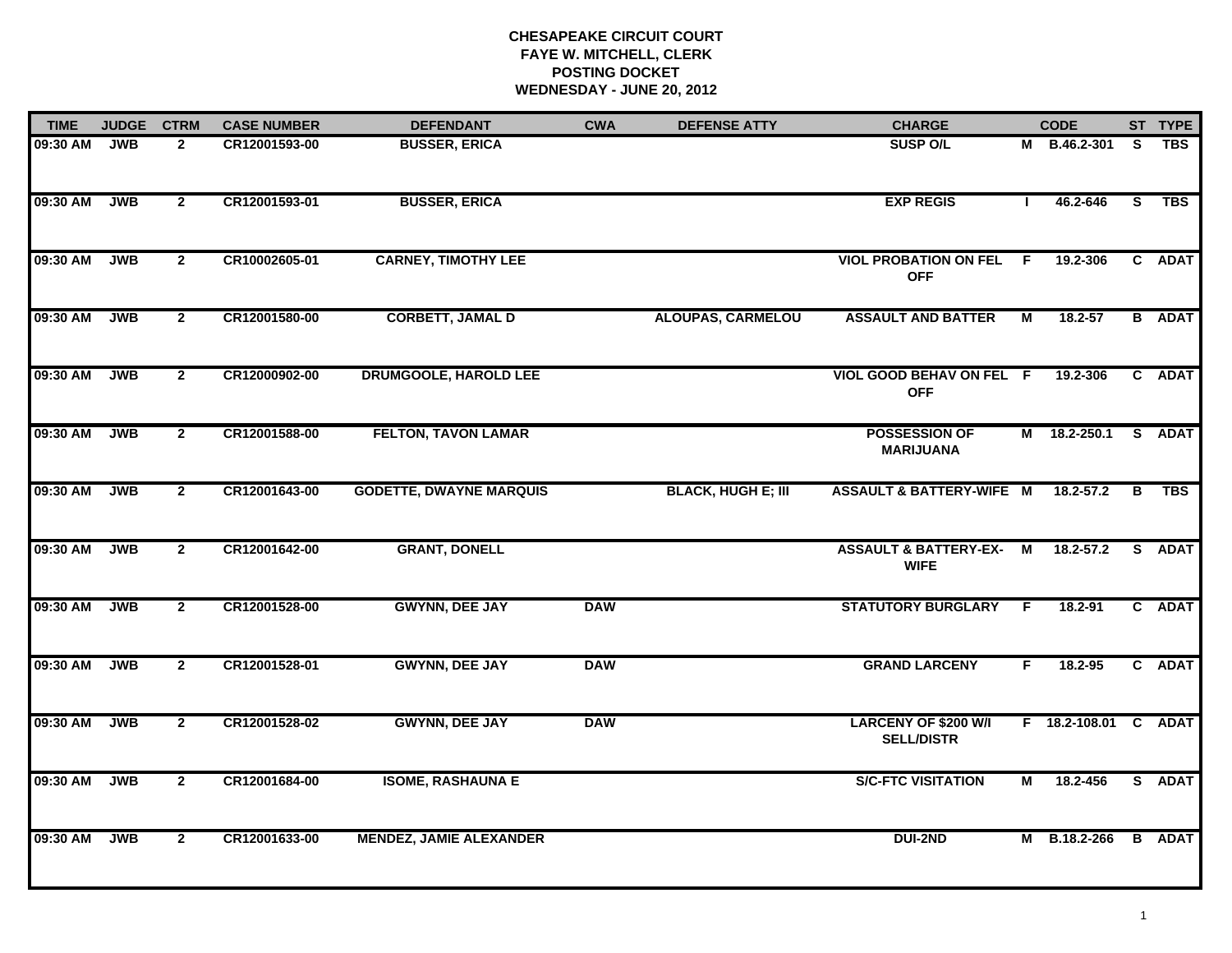**CHESAPEAKE CIRCUIT COURT**
**FAYE W. MITCHELL, CLERK**
**POSTING DOCKET**
**WEDNESDAY - JUNE 20, 2012**

| TIME | JUDGE | CTRM | CASE NUMBER | DEFENDANT | CWA | DEFENSE ATTY | CHARGE | | CODE | ST | TYPE |
|---|---|---|---|---|---|---|---|---|---|---|---|
| 09:30 AM | JWB | 2 | CR12001593-00 | BUSSER, ERICA | | | SUSP O/L | M | B.46.2-301 | S | TBS |
| 09:30 AM | JWB | 2 | CR12001593-01 | BUSSER, ERICA | | | EXP REGIS | I | 46.2-646 | S | TBS |
| 09:30 AM | JWB | 2 | CR10002605-01 | CARNEY, TIMOTHY LEE | | | VIOL PROBATION ON FEL OFF | F | 19.2-306 | C | ADAT |
| 09:30 AM | JWB | 2 | CR12001580-00 | CORBETT, JAMAL D | | ALOUPAS, CARMELOU | ASSAULT AND BATTER | M | 18.2-57 | B | ADAT |
| 09:30 AM | JWB | 2 | CR12000902-00 | DRUMGOOLE, HAROLD LEE | | | VIOL GOOD BEHAV ON FEL OFF | F | 19.2-306 | C | ADAT |
| 09:30 AM | JWB | 2 | CR12001588-00 | FELTON, TAVON LAMAR | | | POSSESSION OF MARIJUANA | M | 18.2-250.1 | S | ADAT |
| 09:30 AM | JWB | 2 | CR12001643-00 | GODETTE, DWAYNE MARQUIS | | BLACK, HUGH E; III | ASSAULT & BATTERY-WIFE | M | 18.2-57.2 | B | TBS |
| 09:30 AM | JWB | 2 | CR12001642-00 | GRANT, DONELL | | | ASSAULT & BATTERY-EX-WIFE | M | 18.2-57.2 | S | ADAT |
| 09:30 AM | JWB | 2 | CR12001528-00 | GWYNN, DEE JAY | DAW | | STATUTORY BURGLARY | F | 18.2-91 | C | ADAT |
| 09:30 AM | JWB | 2 | CR12001528-01 | GWYNN, DEE JAY | DAW | | GRAND LARCENY | F | 18.2-95 | C | ADAT |
| 09:30 AM | JWB | 2 | CR12001528-02 | GWYNN, DEE JAY | DAW | | LARCENY OF $200 W/I SELL/DISTR | F | 18.2-108.01 | C | ADAT |
| 09:30 AM | JWB | 2 | CR12001684-00 | ISOME, RASHAUNA E | | | S/C-FTC VISITATION | M | 18.2-456 | S | ADAT |
| 09:30 AM | JWB | 2 | CR12001633-00 | MENDEZ, JAMIE ALEXANDER | | | DUI-2ND | M | B.18.2-266 | B | ADAT |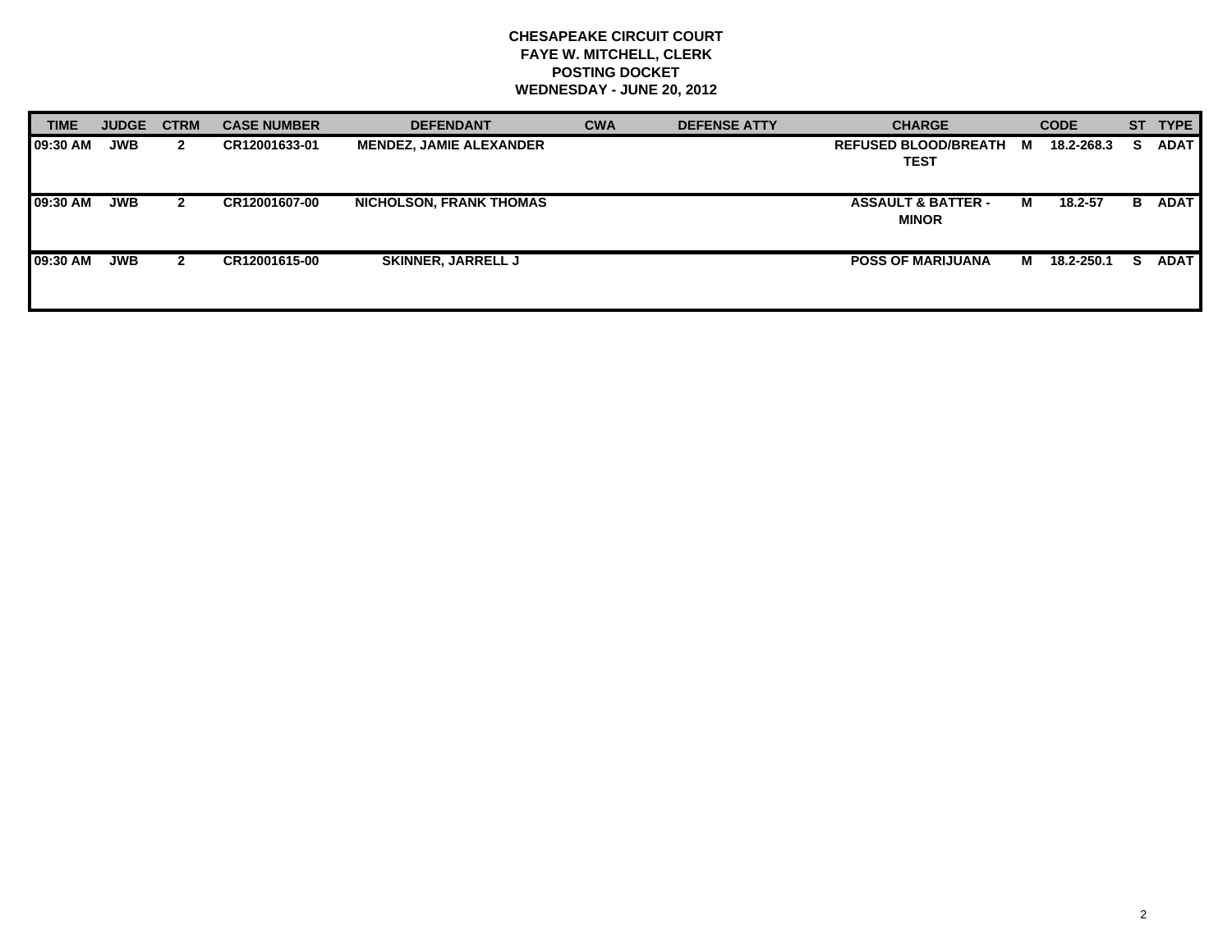**CHESAPEAKE CIRCUIT COURT**
**FAYE W. MITCHELL, CLERK**
**POSTING DOCKET**
**WEDNESDAY - JUNE 20, 2012**

| TIME | JUDGE | CTRM | CASE NUMBER | DEFENDANT | CWA | DEFENSE ATTY | CHARGE | | CODE | ST | TYPE |
|---|---|---|---|---|---|---|---|---|---|---|---|
| 09:30 AM | JWB | 2 | CR12001633-01 | MENDEZ, JAMIE ALEXANDER | | | REFUSED BLOOD/BREATH TEST | M | 18.2-268.3 | S | ADAT |
| 09:30 AM | JWB | 2 | CR12001607-00 | NICHOLSON, FRANK THOMAS | | | ASSAULT & BATTER - MINOR | M | 18.2-57 | B | ADAT |
| 09:30 AM | JWB | 2 | CR12001615-00 | SKINNER, JARRELL J | | | POSS OF MARIJUANA | M | 18.2-250.1 | S | ADAT |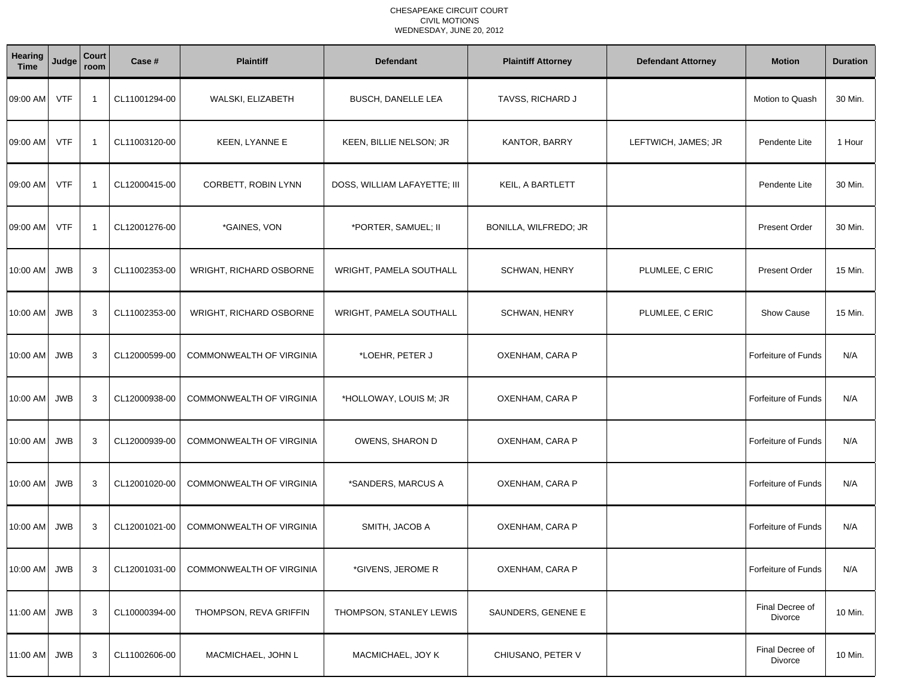CHESAPEAKE CIRCUIT COURT
CIVIL MOTIONS
WEDNESDAY, JUNE 20, 2012

| Hearing Time | Judge | Court room | Case # | Plaintiff | Defendant | Plaintiff Attorney | Defendant Attorney | Motion | Duration |
|---|---|---|---|---|---|---|---|---|---|
| 09:00 AM | VTF | 1 | CL11001294-00 | WALSKI, ELIZABETH | BUSCH, DANELLE LEA | TAVSS, RICHARD J | | Motion to Quash | 30 Min. |
| 09:00 AM | VTF | 1 | CL11003120-00 | KEEN, LYANNE E | KEEN, BILLIE NELSON; JR | KANTOR, BARRY | LEFTWICH, JAMES; JR | Pendente Lite | 1 Hour |
| 09:00 AM | VTF | 1 | CL12000415-00 | CORBETT, ROBIN LYNN | DOSS, WILLIAM LAFAYETTE; III | KEIL, A BARTLETT | | Pendente Lite | 30 Min. |
| 09:00 AM | VTF | 1 | CL12001276-00 | *GAINES, VON | *PORTER, SAMUEL; II | BONILLA, WILFREDO; JR | | Present Order | 30 Min. |
| 10:00 AM | JWB | 3 | CL11002353-00 | WRIGHT, RICHARD OSBORNE | WRIGHT, PAMELA SOUTHALL | SCHWAN, HENRY | PLUMLEE, C ERIC | Present Order | 15 Min. |
| 10:00 AM | JWB | 3 | CL11002353-00 | WRIGHT, RICHARD OSBORNE | WRIGHT, PAMELA SOUTHALL | SCHWAN, HENRY | PLUMLEE, C ERIC | Show Cause | 15 Min. |
| 10:00 AM | JWB | 3 | CL12000599-00 | COMMONWEALTH OF VIRGINIA | *LOEHR, PETER J | OXENHAM, CARA P | | Forfeiture of Funds | N/A |
| 10:00 AM | JWB | 3 | CL12000938-00 | COMMONWEALTH OF VIRGINIA | *HOLLOWAY, LOUIS M; JR | OXENHAM, CARA P | | Forfeiture of Funds | N/A |
| 10:00 AM | JWB | 3 | CL12000939-00 | COMMONWEALTH OF VIRGINIA | OWENS, SHARON D | OXENHAM, CARA P | | Forfeiture of Funds | N/A |
| 10:00 AM | JWB | 3 | CL12001020-00 | COMMONWEALTH OF VIRGINIA | *SANDERS, MARCUS A | OXENHAM, CARA P | | Forfeiture of Funds | N/A |
| 10:00 AM | JWB | 3 | CL12001021-00 | COMMONWEALTH OF VIRGINIA | SMITH, JACOB A | OXENHAM, CARA P | | Forfeiture of Funds | N/A |
| 10:00 AM | JWB | 3 | CL12001031-00 | COMMONWEALTH OF VIRGINIA | *GIVENS, JEROME R | OXENHAM, CARA P | | Forfeiture of Funds | N/A |
| 11:00 AM | JWB | 3 | CL10000394-00 | THOMPSON, REVA GRIFFIN | THOMPSON, STANLEY LEWIS | SAUNDERS, GENENE E | | Final Decree of Divorce | 10 Min. |
| 11:00 AM | JWB | 3 | CL11002606-00 | MACMICHAEL, JOHN L | MACMICHAEL, JOY K | CHIUSANO, PETER V | | Final Decree of Divorce | 10 Min. |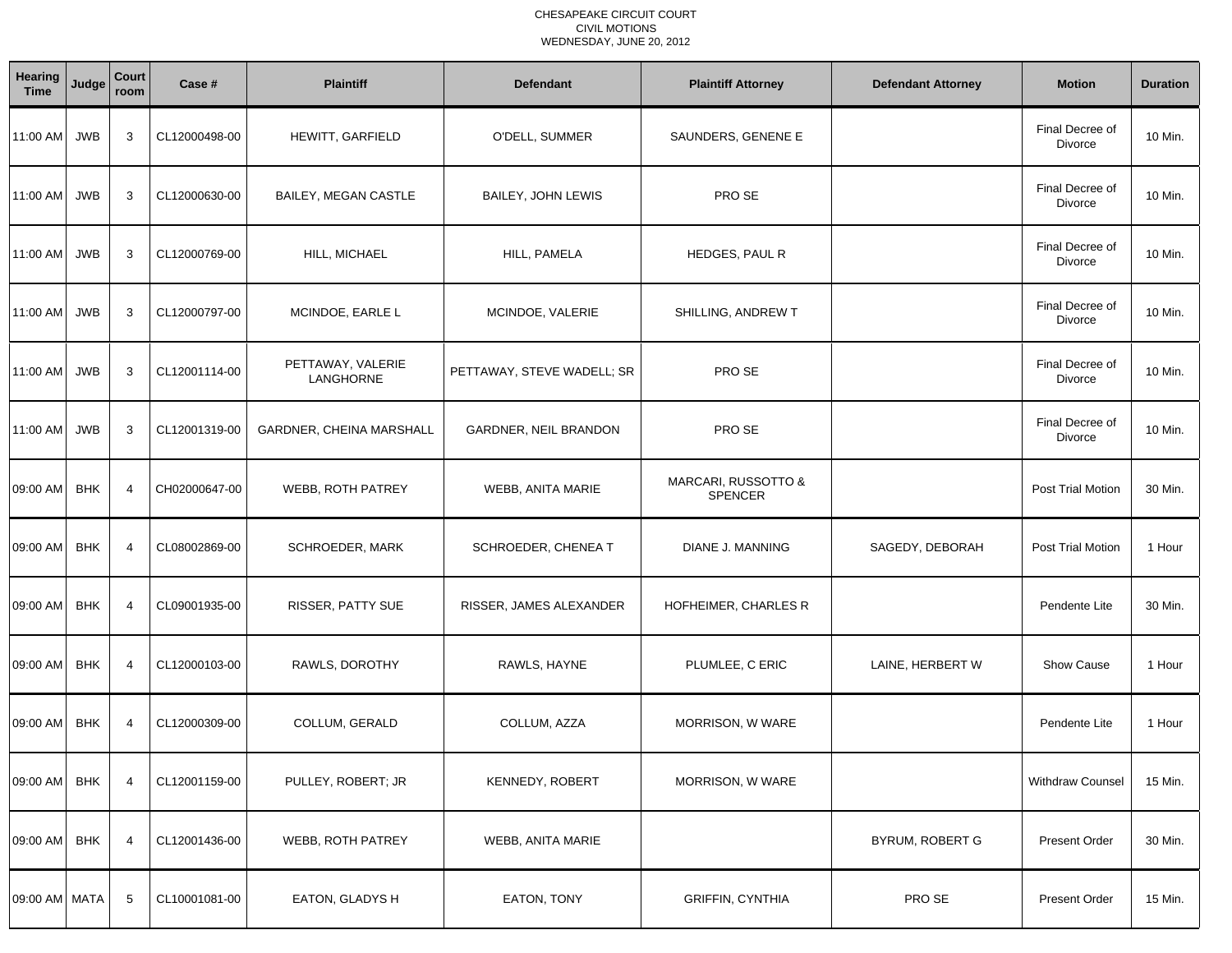CHESAPEAKE CIRCUIT COURT
CIVIL MOTIONS
WEDNESDAY, JUNE 20, 2012

| Hearing Time | Judge | Court room | Case # | Plaintiff | Defendant | Plaintiff Attorney | Defendant Attorney | Motion | Duration |
|---|---|---|---|---|---|---|---|---|---|
| 11:00 AM | JWB | 3 | CL12000498-00 | HEWITT, GARFIELD | O'DELL, SUMMER | SAUNDERS, GENENE E | | Final Decree of Divorce | 10 Min. |
| 11:00 AM | JWB | 3 | CL12000630-00 | BAILEY, MEGAN CASTLE | BAILEY, JOHN LEWIS | PRO SE | | Final Decree of Divorce | 10 Min. |
| 11:00 AM | JWB | 3 | CL12000769-00 | HILL, MICHAEL | HILL, PAMELA | HEDGES, PAUL R | | Final Decree of Divorce | 10 Min. |
| 11:00 AM | JWB | 3 | CL12000797-00 | MCINDOE, EARLE L | MCINDOE, VALERIE | SHILLING, ANDREW T | | Final Decree of Divorce | 10 Min. |
| 11:00 AM | JWB | 3 | CL12001114-00 | PETTAWAY, VALERIE LANGHORNE | PETTAWAY, STEVE WADELL; SR | PRO SE | | Final Decree of Divorce | 10 Min. |
| 11:00 AM | JWB | 3 | CL12001319-00 | GARDNER, CHEINA MARSHALL | GARDNER, NEIL BRANDON | PRO SE | | Final Decree of Divorce | 10 Min. |
| 09:00 AM | BHK | 4 | CH02000647-00 | WEBB, ROTH PATREY | WEBB, ANITA MARIE | MARCARI, RUSSOTTO & SPENCER | | Post Trial Motion | 30 Min. |
| 09:00 AM | BHK | 4 | CL08002869-00 | SCHROEDER, MARK | SCHROEDER, CHENEA T | DIANE J. MANNING | SAGEDY, DEBORAH | Post Trial Motion | 1 Hour |
| 09:00 AM | BHK | 4 | CL09001935-00 | RISSER, PATTY SUE | RISSER, JAMES ALEXANDER | HOFHEIMER, CHARLES R | | Pendente Lite | 30 Min. |
| 09:00 AM | BHK | 4 | CL12000103-00 | RAWLS, DOROTHY | RAWLS, HAYNE | PLUMLEE, C ERIC | LAINE, HERBERT W | Show Cause | 1 Hour |
| 09:00 AM | BHK | 4 | CL12000309-00 | COLLUM, GERALD | COLLUM, AZZA | MORRISON, W WARE | | Pendente Lite | 1 Hour |
| 09:00 AM | BHK | 4 | CL12001159-00 | PULLEY, ROBERT; JR | KENNEDY, ROBERT | MORRISON, W WARE | | Withdraw Counsel | 15 Min. |
| 09:00 AM | BHK | 4 | CL12001436-00 | WEBB, ROTH PATREY | WEBB, ANITA MARIE | | BYRUM, ROBERT G | Present Order | 30 Min. |
| 09:00 AM | MATA | 5 | CL10001081-00 | EATON, GLADYS H | EATON, TONY | GRIFFIN, CYNTHIA | PRO SE | Present Order | 15 Min. |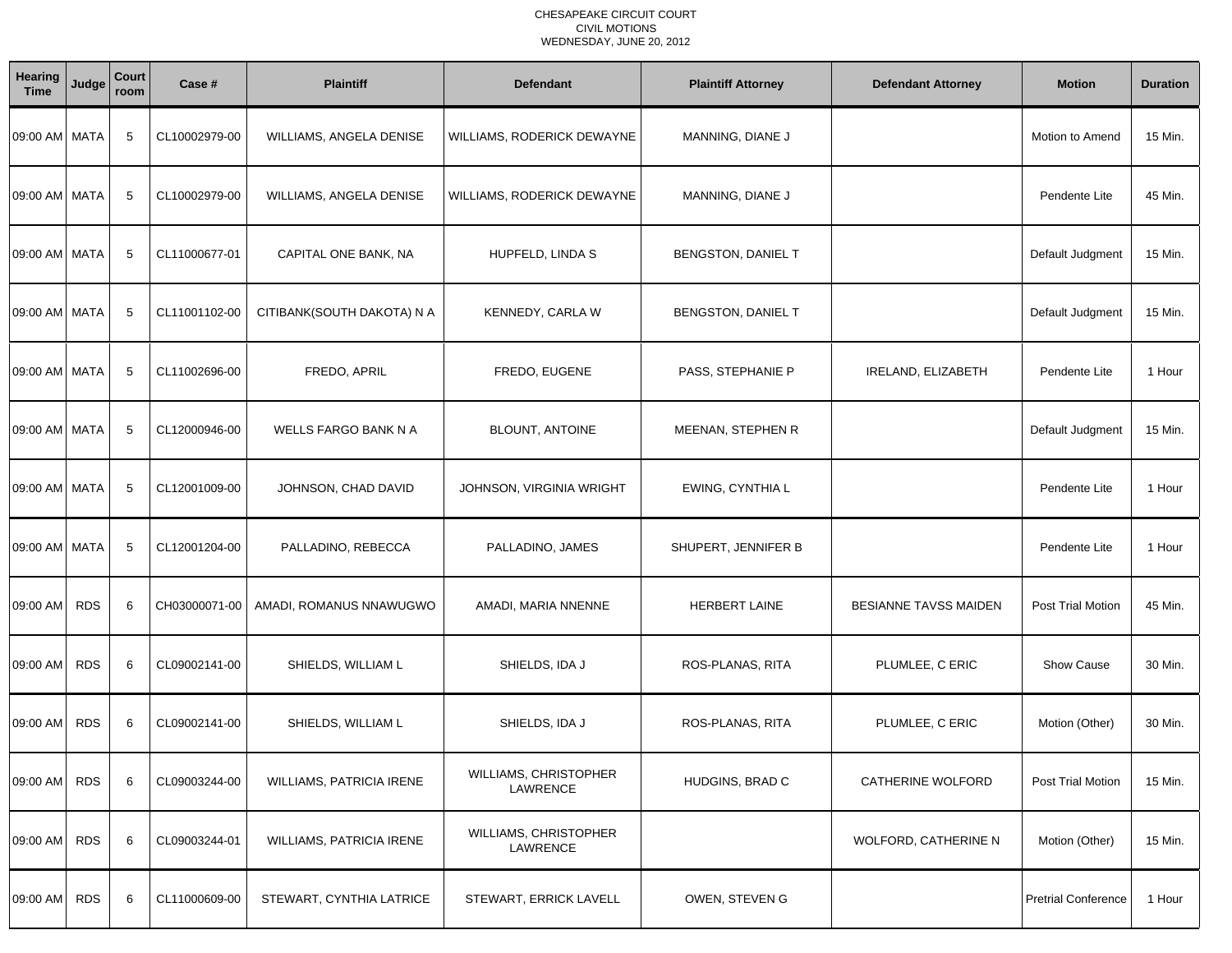CHESAPEAKE CIRCUIT COURT
CIVIL MOTIONS
WEDNESDAY, JUNE 20, 2012

| Hearing Time | Judge | Court room | Case # | Plaintiff | Defendant | Plaintiff Attorney | Defendant Attorney | Motion | Duration |
|---|---|---|---|---|---|---|---|---|---|
| 09:00 AM | MATA | 5 | CL10002979-00 | WILLIAMS, ANGELA DENISE | WILLIAMS, RODERICK DEWAYNE | MANNING, DIANE J | | Motion to Amend | 15 Min. |
| 09:00 AM | MATA | 5 | CL10002979-00 | WILLIAMS, ANGELA DENISE | WILLIAMS, RODERICK DEWAYNE | MANNING, DIANE J | | Pendente Lite | 45 Min. |
| 09:00 AM | MATA | 5 | CL11000677-01 | CAPITAL ONE BANK, NA | HUPFELD, LINDA S | BENGSTON, DANIEL T | | Default Judgment | 15 Min. |
| 09:00 AM | MATA | 5 | CL11001102-00 | CITIBANK(SOUTH DAKOTA) N A | KENNEDY, CARLA W | BENGSTON, DANIEL T | | Default Judgment | 15 Min. |
| 09:00 AM | MATA | 5 | CL11002696-00 | FREDO, APRIL | FREDO, EUGENE | PASS, STEPHANIE P | IRELAND, ELIZABETH | Pendente Lite | 1 Hour |
| 09:00 AM | MATA | 5 | CL12000946-00 | WELLS FARGO BANK N A | BLOUNT, ANTOINE | MEENAN, STEPHEN R | | Default Judgment | 15 Min. |
| 09:00 AM | MATA | 5 | CL12001009-00 | JOHNSON, CHAD DAVID | JOHNSON, VIRGINIA WRIGHT | EWING, CYNTHIA L | | Pendente Lite | 1 Hour |
| 09:00 AM | MATA | 5 | CL12001204-00 | PALLADINO, REBECCA | PALLADINO, JAMES | SHUPERT, JENNIFER B | | Pendente Lite | 1 Hour |
| 09:00 AM | RDS | 6 | CH03000071-00 | AMADI, ROMANUS NNAWUGWO | AMADI, MARIA NNENNE | HERBERT LAINE | BESIANNE TAVSS MAIDEN | Post Trial Motion | 45 Min. |
| 09:00 AM | RDS | 6 | CL09002141-00 | SHIELDS, WILLIAM L | SHIELDS, IDA J | ROS-PLANAS, RITA | PLUMLEE, C ERIC | Show Cause | 30 Min. |
| 09:00 AM | RDS | 6 | CL09002141-00 | SHIELDS, WILLIAM L | SHIELDS, IDA J | ROS-PLANAS, RITA | PLUMLEE, C ERIC | Motion (Other) | 30 Min. |
| 09:00 AM | RDS | 6 | CL09003244-00 | WILLIAMS, PATRICIA IRENE | WILLIAMS, CHRISTOPHER LAWRENCE | HUDGINS, BRAD C | CATHERINE WOLFORD | Post Trial Motion | 15 Min. |
| 09:00 AM | RDS | 6 | CL09003244-01 | WILLIAMS, PATRICIA IRENE | WILLIAMS, CHRISTOPHER LAWRENCE | | WOLFORD, CATHERINE N | Motion (Other) | 15 Min. |
| 09:00 AM | RDS | 6 | CL11000609-00 | STEWART, CYNTHIA LATRICE | STEWART, ERRICK LAVELL | OWEN, STEVEN G | | Pretrial Conference | 1 Hour |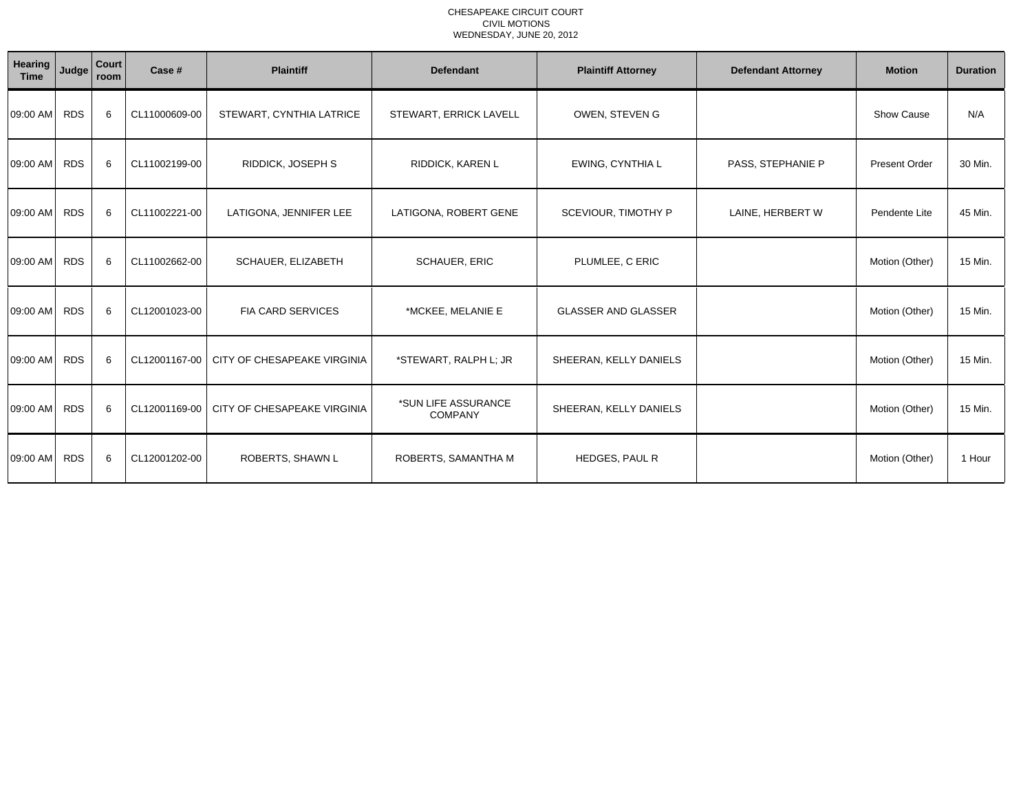CHESAPEAKE CIRCUIT COURT
CIVIL MOTIONS
WEDNESDAY, JUNE 20, 2012

| Hearing Time | Judge | Court room | Case # | Plaintiff | Defendant | Plaintiff Attorney | Defendant Attorney | Motion | Duration |
|---|---|---|---|---|---|---|---|---|---|
| 09:00 AM | RDS | 6 | CL11000609-00 | STEWART, CYNTHIA LATRICE | STEWART, ERRICK LAVELL | OWEN, STEVEN G | | Show Cause | N/A |
| 09:00 AM | RDS | 6 | CL11002199-00 | RIDDICK, JOSEPH S | RIDDICK, KAREN L | EWING, CYNTHIA L | PASS, STEPHANIE P | Present Order | 30 Min. |
| 09:00 AM | RDS | 6 | CL11002221-00 | LATIGONA, JENNIFER LEE | LATIGONA, ROBERT GENE | SCEVIOUR, TIMOTHY P | LAINE, HERBERT W | Pendente Lite | 45 Min. |
| 09:00 AM | RDS | 6 | CL11002662-00 | SCHAUER, ELIZABETH | SCHAUER, ERIC | PLUMLEE, C ERIC | | Motion (Other) | 15 Min. |
| 09:00 AM | RDS | 6 | CL12001023-00 | FIA CARD SERVICES | *MCKEE, MELANIE E | GLASSER AND GLASSER | | Motion (Other) | 15 Min. |
| 09:00 AM | RDS | 6 | CL12001167-00 | CITY OF CHESAPEAKE VIRGINIA | *STEWART, RALPH L; JR | SHEERAN, KELLY DANIELS | | Motion (Other) | 15 Min. |
| 09:00 AM | RDS | 6 | CL12001169-00 | CITY OF CHESAPEAKE VIRGINIA | *SUN LIFE ASSURANCE COMPANY | SHEERAN, KELLY DANIELS | | Motion (Other) | 15 Min. |
| 09:00 AM | RDS | 6 | CL12001202-00 | ROBERTS, SHAWN L | ROBERTS, SAMANTHA M | HEDGES, PAUL R | | Motion (Other) | 1 Hour |